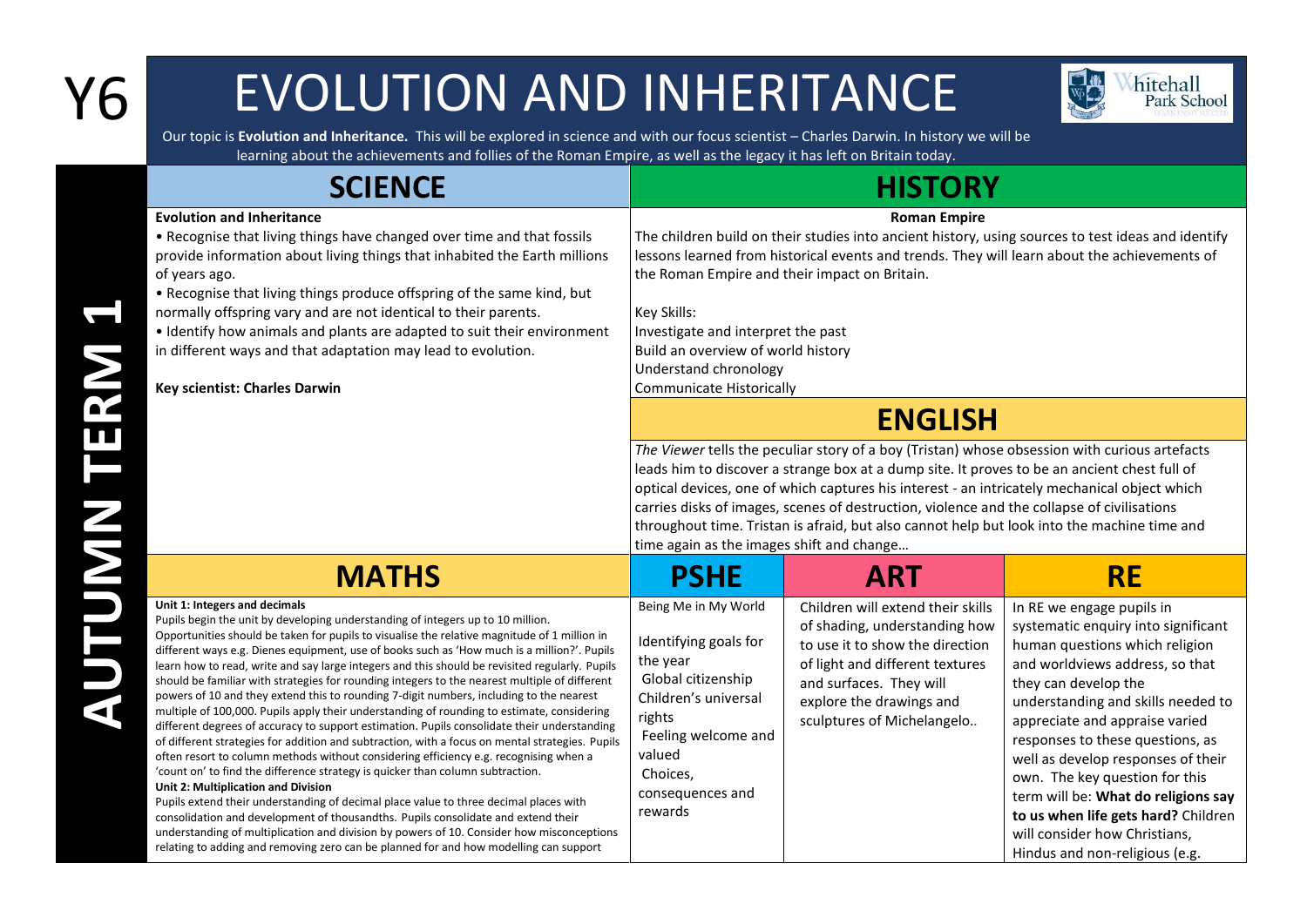# Y6 EVOLUTION AND INHERITANCE

**AUTUMN TERM 1**

Our topic is **Evolution and Inheritance.** This will be explored in science and with our focus scientist – Charles Darwin. In history we will be learning about the achievements and follies of the Roman Empire, as well as the legacy it has left on Britain today.

## SCIENCE

**Evolution and Inheritance**

- Recognise that living things have changed over time and that fossils provide information about living things that inhabited the Earth millions of years ago.
- Recognise that living things produce offspring of the same kind, but normally offspring vary and are not identical to their parents.
- Identify how animals and plants are adapted to suit their environment in different ways and that adaptation may lead to evolution.

**Key scientist: Charles Darwin**

## HISTORY

**Roman Empire**

The children build on their studies into ancient history, using sources to test ideas and identify lessons learned from historical events and trends. They will learn about the achievements of the Roman Empire and their impact on Britain.

Key Skills:

Investigate and interpret the past
Build an overview of world history
Understand chronology
Communicate Historically

## ENGLISH

*The Viewer* tells the peculiar story of a boy (Tristan) whose obsession with curious artefacts leads him to discover a strange box at a dump site. It proves to be an ancient chest full of optical devices, one of which captures his interest - an intricately mechanical object which carries disks of images, scenes of destruction, violence and the collapse of civilisations throughout time. Tristan is afraid, but also cannot help but look into the machine time and time again as the images shift and change…

## MATHS

**Unit 1: Integers and decimals**

Pupils begin the unit by developing understanding of integers up to 10 million. Opportunities should be taken for pupils to visualise the relative magnitude of 1 million in different ways e.g. Dienes equipment, use of books such as 'How much is a million?'. Pupils learn how to read, write and say large integers and this should be revisited regularly. Pupils should be familiar with strategies for rounding integers to the nearest multiple of different powers of 10 and they extend this to rounding 7-digit numbers, including to the nearest multiple of 100,000. Pupils apply their understanding of rounding to estimate, considering different degrees of accuracy to support estimation. Pupils consolidate their understanding of different strategies for addition and subtraction, with a focus on mental strategies. Pupils often resort to column methods without considering efficiency e.g. recognising when a 'count on' to find the difference strategy is quicker than column subtraction.

**Unit 2: Multiplication and Division**

Pupils extend their understanding of decimal place value to three decimal places with consolidation and development of thousandths. Pupils consolidate and extend their understanding of multiplication and division by powers of 10. Consider how misconceptions relating to adding and removing zero can be planned for and how modelling can support

## PSHE

Being Me in My World

Identifying goals for the year
Global citizenship
Children's universal rights
Feeling welcome and valued
Choices, consequences and rewards

## ART

Children will extend their skills of shading, understanding how to use it to show the direction of light and different textures and surfaces. They will explore the drawings and sculptures of Michelangelo..

## RE

In RE we engage pupils in systematic enquiry into significant human questions which religion and worldviews address, so that they can develop the understanding and skills needed to appreciate and appraise varied responses to these questions, as well as develop responses of their own. The key question for this term will be: **What do religions say to us when life gets hard?** Children will consider how Christians, Hindus and non-religious (e.g.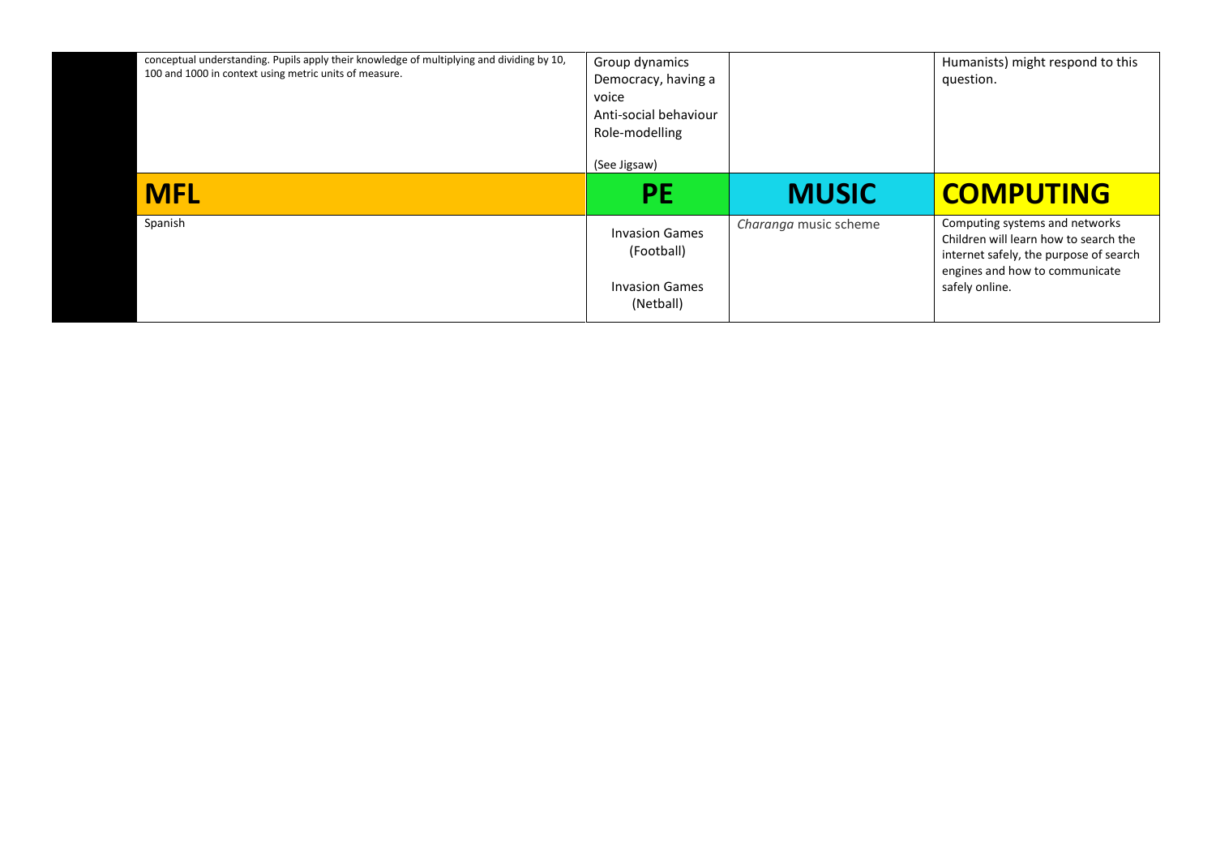| | | | | |
|---|---|---|---|---|
| | conceptual understanding. Pupils apply their knowledge of multiplying and dividing by 10, 100 and 1000 in context using metric units of measure. | Group dynamics<br>Democracy, having a voice<br>Anti-social behaviour<br>Role-modelling<br><br>(See Jigsaw) | | Humanists) might respond to this question. |
| | **MFL** | **PE** | **MUSIC** | **COMPUTING** |
| | Spanish | Invasion Games (Football)<br><br>Invasion Games (Netball) | *Charanga* music scheme | Computing systems and networks<br>Children will learn how to search the internet safely, the purpose of search engines and how to communicate safely online. |